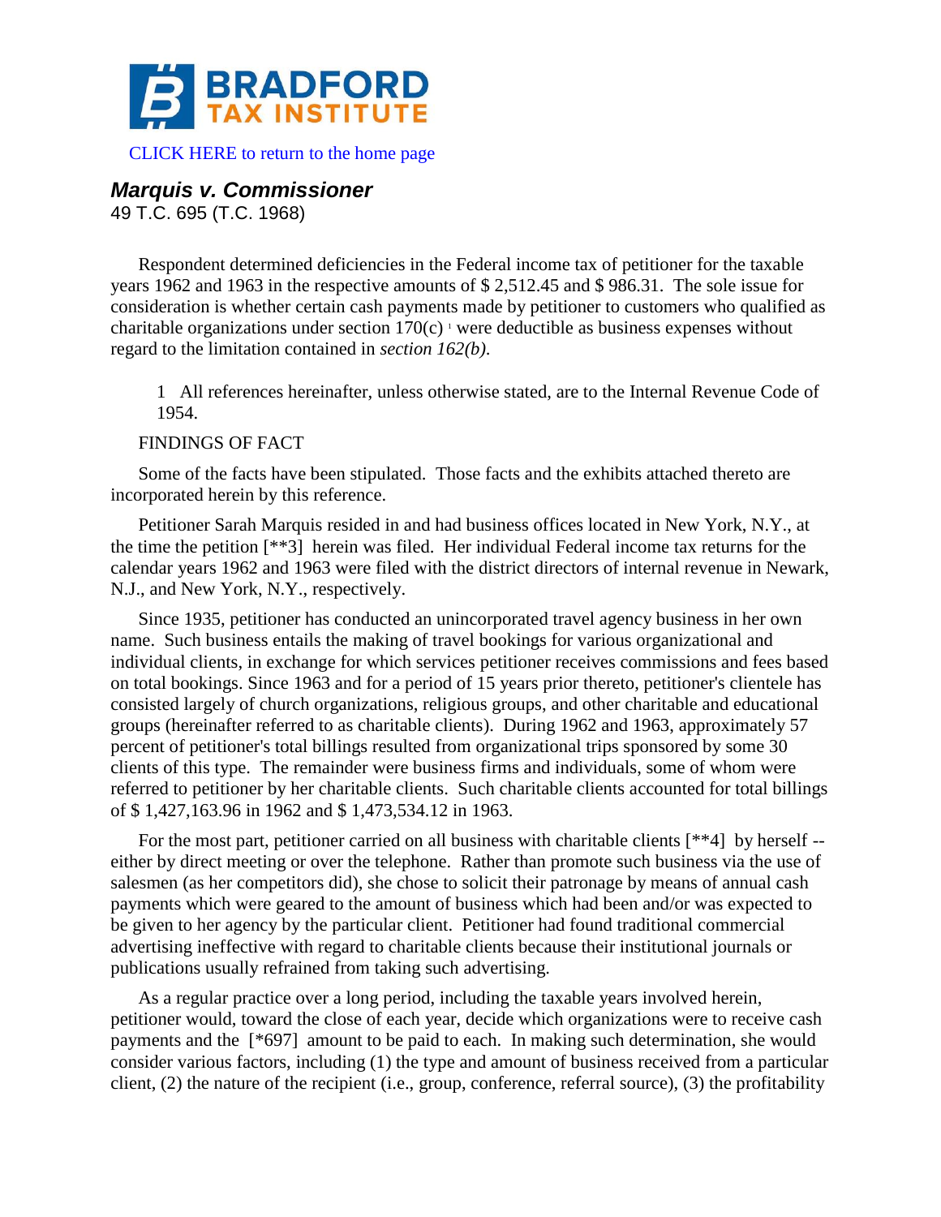**BRADFORD TAX INSTITUTE**

CLICK HERE to return to the home page

# *Marquis v. Commissioner*

49 T.C. 695 (T.C. 1968)

Respondent determined deficiencies in the Federal income tax of petitioner for the taxable years 1962 and 1963 in the respective amounts of $ 2,512.45 and $ 986.31. The sole issue for consideration is whether certain cash payments made by petitioner to customers who qualified as charitable organizations under section 170(c) [1] were deductible as business expenses without regard to the limitation contained in *section 162(b)*.

> 1 All references hereinafter, unless otherwise stated, are to the Internal Revenue Code of 1954.

FINDINGS OF FACT

Some of the facts have been stipulated. Those facts and the exhibits attached thereto are incorporated herein by this reference.

Petitioner Sarah Marquis resided in and had business offices located in New York, N.Y., at the time the petition [**3] herein was filed. Her individual Federal income tax returns for the calendar years 1962 and 1963 were filed with the district directors of internal revenue in Newark, N.J., and New York, N.Y., respectively.

Since 1935, petitioner has conducted an unincorporated travel agency business in her own name. Such business entails the making of travel bookings for various organizational and individual clients, in exchange for which services petitioner receives commissions and fees based on total bookings. Since 1963 and for a period of 15 years prior thereto, petitioner's clientele has consisted largely of church organizations, religious groups, and other charitable and educational groups (hereinafter referred to as charitable clients). During 1962 and 1963, approximately 57 percent of petitioner's total billings resulted from organizational trips sponsored by some 30 clients of this type. The remainder were business firms and individuals, some of whom were referred to petitioner by her charitable clients. Such charitable clients accounted for total billings of $ 1,427,163.96 in 1962 and $ 1,473,534.12 in 1963.

For the most part, petitioner carried on all business with charitable clients [**4] by herself -- either by direct meeting or over the telephone. Rather than promote such business via the use of salesmen (as her competitors did), she chose to solicit their patronage by means of annual cash payments which were geared to the amount of business which had been and/or was expected to be given to her agency by the particular client. Petitioner had found traditional commercial advertising ineffective with regard to charitable clients because their institutional journals or publications usually refrained from taking such advertising.

As a regular practice over a long period, including the taxable years involved herein, petitioner would, toward the close of each year, decide which organizations were to receive cash payments and the [*697] amount to be paid to each. In making such determination, she would consider various factors, including (1) the type and amount of business received from a particular client, (2) the nature of the recipient (i.e., group, conference, referral source), (3) the profitability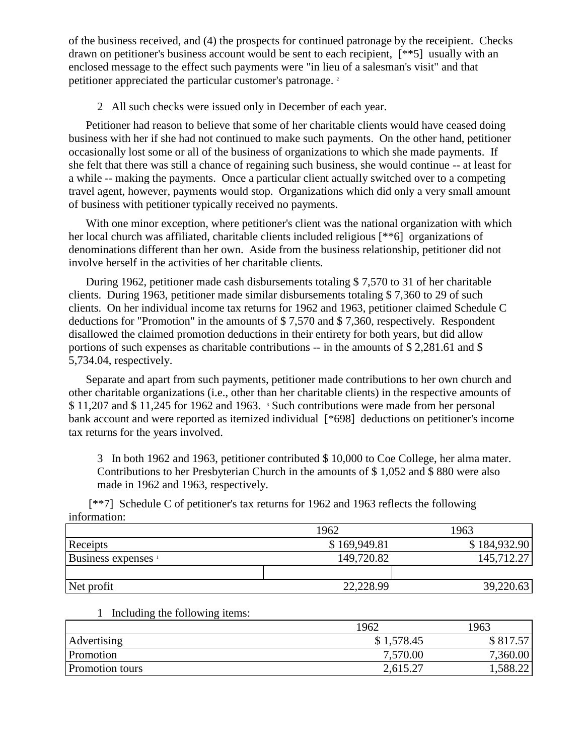of the business received, and (4) the prospects for continued patronage by the receipient. Checks drawn on petitioner's business account would be sent to each recipient, [**5] usually with an enclosed message to the effect such payments were "in lieu of a salesman's visit" and that petitioner appreciated the particular customer's patronage. [2]

2 All such checks were issued only in December of each year.

Petitioner had reason to believe that some of her charitable clients would have ceased doing business with her if she had not continued to make such payments. On the other hand, petitioner occasionally lost some or all of the business of organizations to which she made payments. If she felt that there was still a chance of regaining such business, she would continue -- at least for a while -- making the payments. Once a particular client actually switched over to a competing travel agent, however, payments would stop. Organizations which did only a very small amount of business with petitioner typically received no payments.

With one minor exception, where petitioner's client was the national organization with which her local church was affiliated, charitable clients included religious [**6] organizations of denominations different than her own. Aside from the business relationship, petitioner did not involve herself in the activities of her charitable clients.

During 1962, petitioner made cash disbursements totaling $ 7,570 to 31 of her charitable clients. During 1963, petitioner made similar disbursements totaling $ 7,360 to 29 of such clients. On her individual income tax returns for 1962 and 1963, petitioner claimed Schedule C deductions for "Promotion" in the amounts of $ 7,570 and $ 7,360, respectively. Respondent disallowed the claimed promotion deductions in their entirety for both years, but did allow portions of such expenses as charitable contributions -- in the amounts of $ 2,281.61 and $ 5,734.04, respectively.

Separate and apart from such payments, petitioner made contributions to her own church and other charitable organizations (i.e., other than her charitable clients) in the respective amounts of $ 11,207 and $ 11,245 for 1962 and 1963. [3] Such contributions were made from her personal bank account and were reported as itemized individual [*698] deductions on petitioner's income tax returns for the years involved.

3 In both 1962 and 1963, petitioner contributed $ 10,000 to Coe College, her alma mater. Contributions to her Presbyterian Church in the amounts of $ 1,052 and $ 880 were also made in 1962 and 1963, respectively.

[**7] Schedule C of petitioner's tax returns for 1962 and 1963 reflects the following information:

| | 1962 | 1963 |
|---|---|---|
| Receipts | $ 169,949.81 | $ 184,932.90 |
| Business expenses [1] | 149,720.82 | 145,712.27 |
| | | |
| Net profit | 22,228.99 | 39,220.63 |

1 Including the following items:

| | 1962 | 1963 |
|---|---|---|
| Advertising | $ 1,578.45 | $ 817.57 |
| Promotion | 7,570.00 | 7,360.00 |
| Promotion tours | 2,615.27 | 1,588.22 |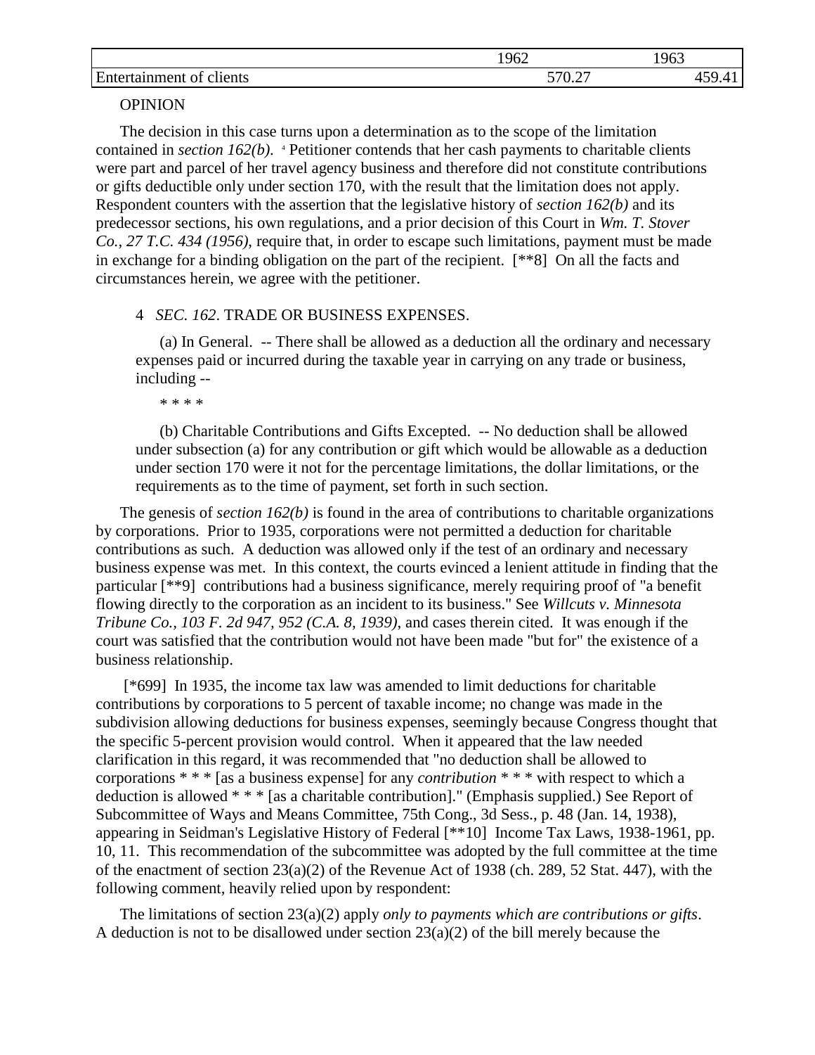| | 1962 | 1963 |
|---|---|---|
| Entertainment of clients | 570.27 | 459.41 |

OPINION

The decision in this case turns upon a determination as to the scope of the limitation contained in *section 162(b)*. [4] Petitioner contends that her cash payments to charitable clients were part and parcel of her travel agency business and therefore did not constitute contributions or gifts deductible only under section 170, with the result that the limitation does not apply. Respondent counters with the assertion that the legislative history of *section 162(b)* and its predecessor sections, his own regulations, and a prior decision of this Court in *Wm. T. Stover Co., 27 T.C. 434 (1956)*, require that, in order to escape such limitations, payment must be made in exchange for a binding obligation on the part of the recipient. [**8] On all the facts and circumstances herein, we agree with the petitioner.

4 *SEC. 162*. TRADE OR BUSINESS EXPENSES.

(a) In General. -- There shall be allowed as a deduction all the ordinary and necessary expenses paid or incurred during the taxable year in carrying on any trade or business, including --

* * * *

(b) Charitable Contributions and Gifts Excepted. -- No deduction shall be allowed under subsection (a) for any contribution or gift which would be allowable as a deduction under section 170 were it not for the percentage limitations, the dollar limitations, or the requirements as to the time of payment, set forth in such section.

The genesis of *section 162(b)* is found in the area of contributions to charitable organizations by corporations. Prior to 1935, corporations were not permitted a deduction for charitable contributions as such. A deduction was allowed only if the test of an ordinary and necessary business expense was met. In this context, the courts evinced a lenient attitude in finding that the particular [**9] contributions had a business significance, merely requiring proof of "a benefit flowing directly to the corporation as an incident to its business." See *Willcuts v. Minnesota Tribune Co., 103 F. 2d 947, 952 (C.A. 8, 1939)*, and cases therein cited. It was enough if the court was satisfied that the contribution would not have been made "but for" the existence of a business relationship.

[*699] In 1935, the income tax law was amended to limit deductions for charitable contributions by corporations to 5 percent of taxable income; no change was made in the subdivision allowing deductions for business expenses, seemingly because Congress thought that the specific 5-percent provision would control. When it appeared that the law needed clarification in this regard, it was recommended that "no deduction shall be allowed to corporations * * * [as a business expense] for any *contribution* * * * with respect to which a deduction is allowed * * * [as a charitable contribution]." (Emphasis supplied.) See Report of Subcommittee of Ways and Means Committee, 75th Cong., 3d Sess., p. 48 (Jan. 14, 1938), appearing in Seidman's Legislative History of Federal [**10] Income Tax Laws, 1938-1961, pp. 10, 11. This recommendation of the subcommittee was adopted by the full committee at the time of the enactment of section 23(a)(2) of the Revenue Act of 1938 (ch. 289, 52 Stat. 447), with the following comment, heavily relied upon by respondent:

The limitations of section 23(a)(2) apply *only to payments which are contributions or gifts*. A deduction is not to be disallowed under section 23(a)(2) of the bill merely because the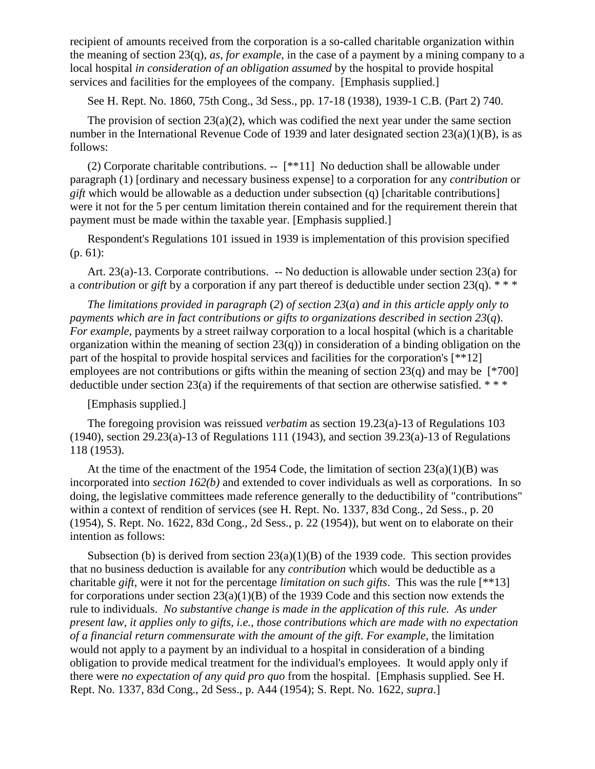recipient of amounts received from the corporation is a so-called charitable organization within the meaning of section 23(q), *as, for example*, in the case of a payment by a mining company to a local hospital *in consideration of an obligation assumed* by the hospital to provide hospital services and facilities for the employees of the company. [Emphasis supplied.]

See H. Rept. No. 1860, 75th Cong., 3d Sess., pp. 17-18 (1938), 1939-1 C.B. (Part 2) 740.

The provision of section 23(a)(2), which was codified the next year under the same section number in the International Revenue Code of 1939 and later designated section 23(a)(1)(B), is as follows:

(2) Corporate charitable contributions. -- [**11] No deduction shall be allowable under paragraph (1) [ordinary and necessary business expense] to a corporation for any *contribution* or *gift* which would be allowable as a deduction under subsection (q) [charitable contributions] were it not for the 5 per centum limitation therein contained and for the requirement therein that payment must be made within the taxable year. [Emphasis supplied.]

Respondent's Regulations 101 issued in 1939 is implementation of this provision specified (p. 61):

Art. 23(a)-13. Corporate contributions. -- No deduction is allowable under section 23(a) for a *contribution* or *gift* by a corporation if any part thereof is deductible under section 23(q). * * *

*The limitations provided in paragraph (2) of section 23(a) and in this article apply only to payments which are in fact contributions or gifts to organizations described in section 23(q). For example*, payments by a street railway corporation to a local hospital (which is a charitable organization within the meaning of section 23(q)) in consideration of a binding obligation on the part of the hospital to provide hospital services and facilities for the corporation's [**12] employees are not contributions or gifts within the meaning of section 23(q) and may be [*700] deductible under section 23(a) if the requirements of that section are otherwise satisfied. * * *

[Emphasis supplied.]

The foregoing provision was reissued *verbatim* as section 19.23(a)-13 of Regulations 103 (1940), section 29.23(a)-13 of Regulations 111 (1943), and section 39.23(a)-13 of Regulations 118 (1953).

At the time of the enactment of the 1954 Code, the limitation of section 23(a)(1)(B) was incorporated into *section 162(b)* and extended to cover individuals as well as corporations. In so doing, the legislative committees made reference generally to the deductibility of "contributions" within a context of rendition of services (see H. Rept. No. 1337, 83d Cong., 2d Sess., p. 20 (1954), S. Rept. No. 1622, 83d Cong., 2d Sess., p. 22 (1954)), but went on to elaborate on their intention as follows:

Subsection (b) is derived from section 23(a)(1)(B) of the 1939 code. This section provides that no business deduction is available for any *contribution* which would be deductible as a charitable *gift*, were it not for the percentage *limitation on such gifts*. This was the rule [**13] for corporations under section 23(a)(1)(B) of the 1939 Code and this section now extends the rule to individuals. *No substantive change is made in the application of this rule. As under present law, it applies only to gifts, i.e., those contributions which are made with no expectation of a financial return commensurate with the amount of the gift. For example*, the limitation would not apply to a payment by an individual to a hospital in consideration of a binding obligation to provide medical treatment for the individual's employees. It would apply only if there were *no expectation of any quid pro quo* from the hospital. [Emphasis supplied. See H. Rept. No. 1337, 83d Cong., 2d Sess., p. A44 (1954); S. Rept. No. 1622, *supra*.]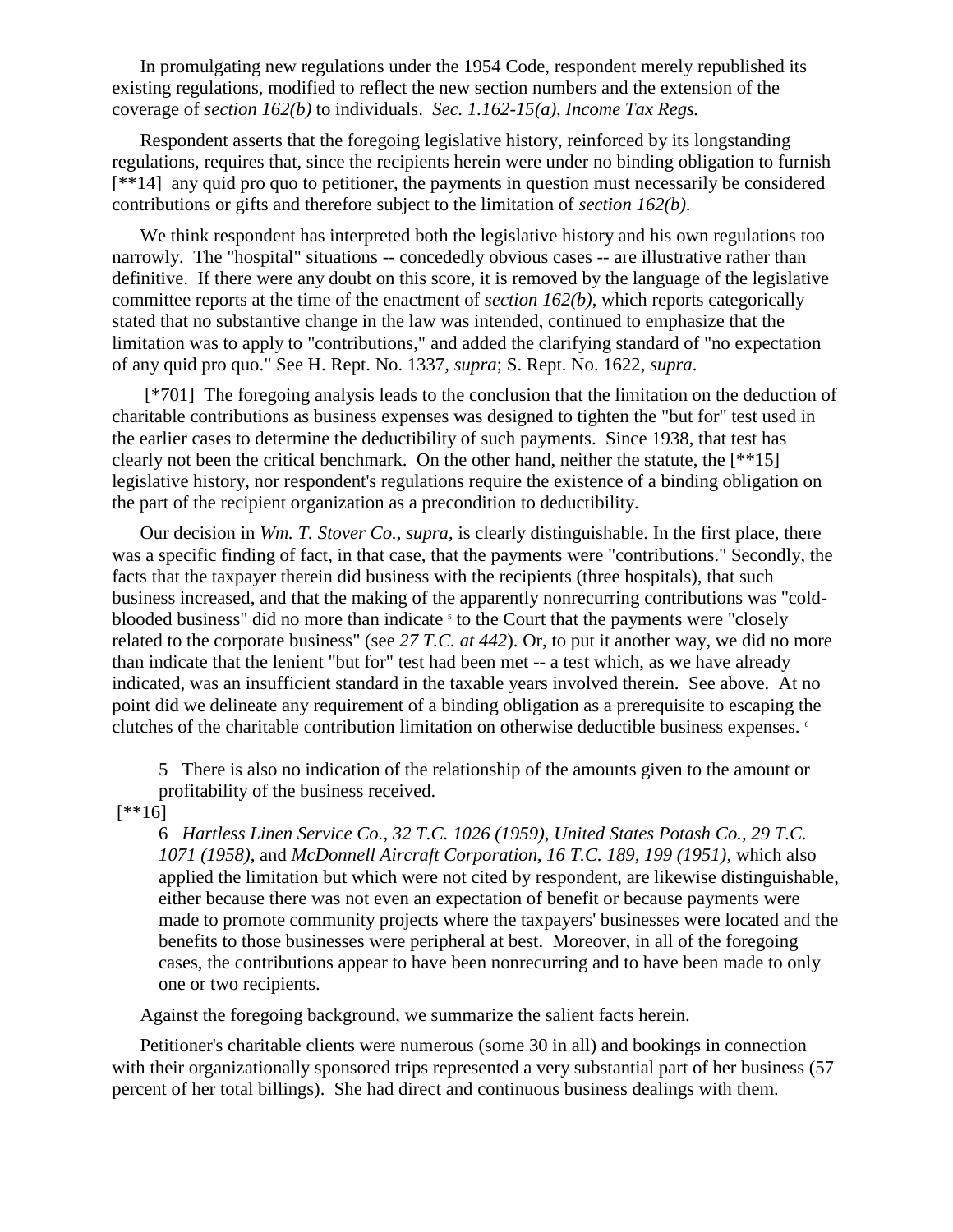In promulgating new regulations under the 1954 Code, respondent merely republished its existing regulations, modified to reflect the new section numbers and the extension of the coverage of *section 162(b)* to individuals. *Sec. 1.162-15(a), Income Tax Regs.*

Respondent asserts that the foregoing legislative history, reinforced by its longstanding regulations, requires that, since the recipients herein were under no binding obligation to furnish [**14] any quid pro quo to petitioner, the payments in question must necessarily be considered contributions or gifts and therefore subject to the limitation of *section 162(b)*.

We think respondent has interpreted both the legislative history and his own regulations too narrowly. The "hospital" situations -- concededly obvious cases -- are illustrative rather than definitive. If there were any doubt on this score, it is removed by the language of the legislative committee reports at the time of the enactment of *section 162(b)*, which reports categorically stated that no substantive change in the law was intended, continued to emphasize that the limitation was to apply to "contributions," and added the clarifying standard of "no expectation of any quid pro quo." See H. Rept. No. 1337, *supra*; S. Rept. No. 1622, *supra*.

[*701] The foregoing analysis leads to the conclusion that the limitation on the deduction of charitable contributions as business expenses was designed to tighten the "but for" test used in the earlier cases to determine the deductibility of such payments. Since 1938, that test has clearly not been the critical benchmark. On the other hand, neither the statute, the [**15] legislative history, nor respondent's regulations require the existence of a binding obligation on the part of the recipient organization as a precondition to deductibility.

Our decision in *Wm. T. Stover Co., supra*, is clearly distinguishable. In the first place, there was a specific finding of fact, in that case, that the payments were "contributions." Secondly, the facts that the taxpayer therein did business with the recipients (three hospitals), that such business increased, and that the making of the apparently nonrecurring contributions was "cold-blooded business" did no more than indicate [5] to the Court that the payments were "closely related to the corporate business" (see *27 T.C. at 442*). Or, to put it another way, we did no more than indicate that the lenient "but for" test had been met -- a test which, as we have already indicated, was an insufficient standard in the taxable years involved therein. See above. At no point did we delineate any requirement of a binding obligation as a prerequisite to escaping the clutches of the charitable contribution limitation on otherwise deductible business expenses. [6]

> 5 There is also no indication of the relationship of the amounts given to the amount or profitability of the business received.

[**16]

> 6 *Hartless Linen Service Co., 32 T.C. 1026 (1959), United States Potash Co., 29 T.C. 1071 (1958),* and *McDonnell Aircraft Corporation, 16 T.C. 189, 199 (1951)*, which also applied the limitation but which were not cited by respondent, are likewise distinguishable, either because there was not even an expectation of benefit or because payments were made to promote community projects where the taxpayers' businesses were located and the benefits to those businesses were peripheral at best. Moreover, in all of the foregoing cases, the contributions appear to have been nonrecurring and to have been made to only one or two recipients.

Against the foregoing background, we summarize the salient facts herein.

Petitioner's charitable clients were numerous (some 30 in all) and bookings in connection with their organizationally sponsored trips represented a very substantial part of her business (57 percent of her total billings). She had direct and continuous business dealings with them.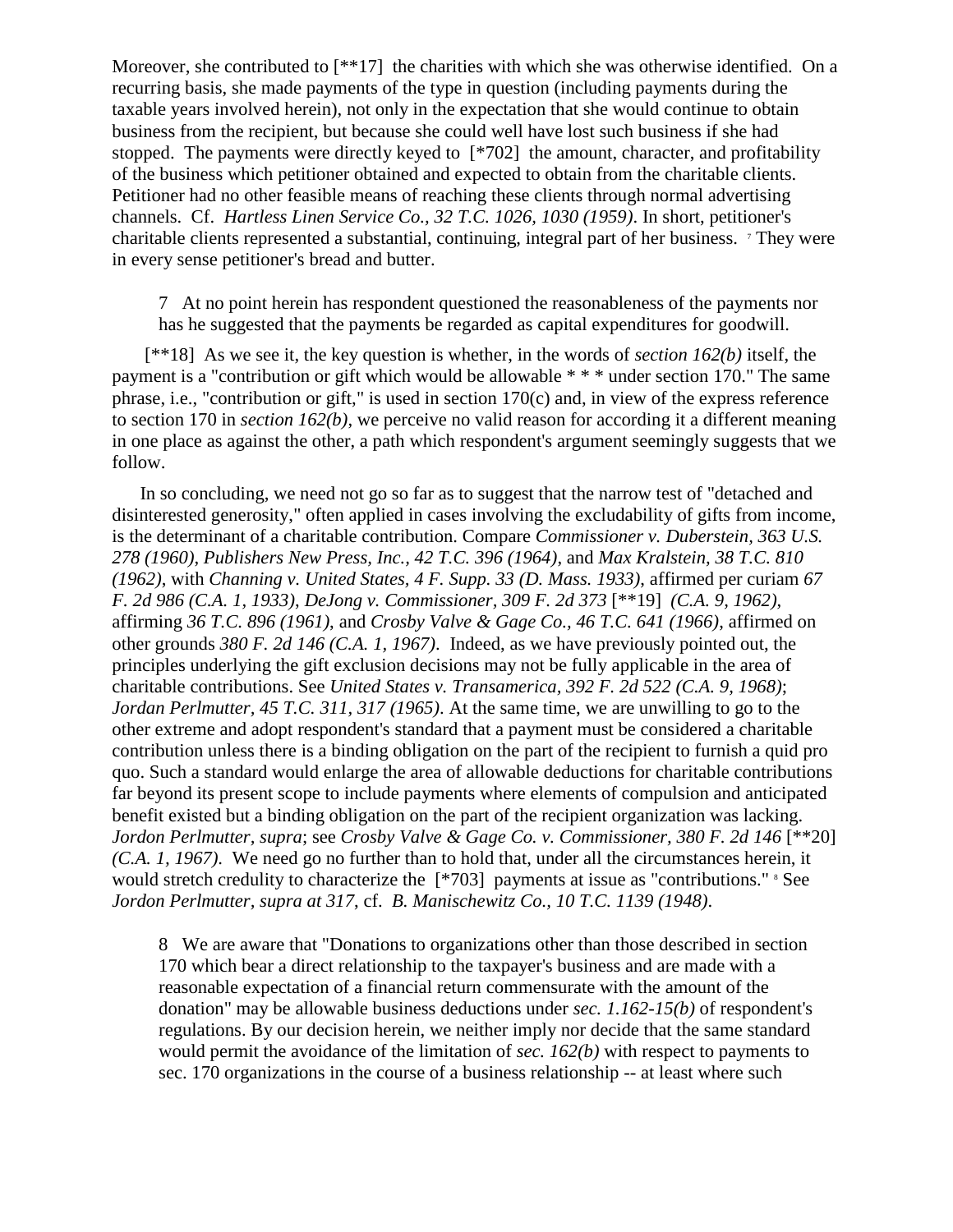Moreover, she contributed to [**17] the charities with which she was otherwise identified. On a recurring basis, she made payments of the type in question (including payments during the taxable years involved herein), not only in the expectation that she would continue to obtain business from the recipient, but because she could well have lost such business if she had stopped. The payments were directly keyed to [*702] the amount, character, and profitability of the business which petitioner obtained and expected to obtain from the charitable clients. Petitioner had no other feasible means of reaching these clients through normal advertising channels. Cf. *Hartless Linen Service Co., 32 T.C. 1026, 1030 (1959)*. In short, petitioner's charitable clients represented a substantial, continuing, integral part of her business. [7] They were in every sense petitioner's bread and butter.

> 7 At no point herein has respondent questioned the reasonableness of the payments nor has he suggested that the payments be regarded as capital expenditures for goodwill.

[**18] As we see it, the key question is whether, in the words of *section 162(b)* itself, the payment is a "contribution or gift which would be allowable * * * under section 170." The same phrase, i.e., "contribution or gift," is used in section 170(c) and, in view of the express reference to section 170 in *section 162(b)*, we perceive no valid reason for according it a different meaning in one place as against the other, a path which respondent's argument seemingly suggests that we follow.

In so concluding, we need not go so far as to suggest that the narrow test of "detached and disinterested generosity," often applied in cases involving the excludability of gifts from income, is the determinant of a charitable contribution. Compare *Commissioner v. Duberstein, 363 U.S. 278 (1960)*, *Publishers New Press, Inc., 42 T.C. 396 (1964)*, and *Max Kralstein, 38 T.C. 810 (1962)*, with *Channing v. United States, 4 F. Supp. 33 (D. Mass. 1933)*, affirmed per curiam *67 F. 2d 986 (C.A. 1, 1933)*, *DeJong v. Commissioner, 309 F. 2d 373* [**19] *(C.A. 9, 1962)*, affirming *36 T.C. 896 (1961)*, and *Crosby Valve & Gage Co., 46 T.C. 641 (1966)*, affirmed on other grounds *380 F. 2d 146 (C.A. 1, 1967)*. Indeed, as we have previously pointed out, the principles underlying the gift exclusion decisions may not be fully applicable in the area of charitable contributions. See *United States v. Transamerica, 392 F. 2d 522 (C.A. 9, 1968)*; *Jordan Perlmutter, 45 T.C. 311, 317 (1965)*. At the same time, we are unwilling to go to the other extreme and adopt respondent's standard that a payment must be considered a charitable contribution unless there is a binding obligation on the part of the recipient to furnish a quid pro quo. Such a standard would enlarge the area of allowable deductions for charitable contributions far beyond its present scope to include payments where elements of compulsion and anticipated benefit existed but a binding obligation on the part of the recipient organization was lacking. *Jordon Perlmutter, supra*; see *Crosby Valve & Gage Co. v. Commissioner, 380 F. 2d 146* [**20] *(C.A. 1, 1967)*. We need go no further than to hold that, under all the circumstances herein, it would stretch credulity to characterize the [*703] payments at issue as "contributions." [8] See *Jordon Perlmutter, supra at 317*, cf. *B. Manischewitz Co., 10 T.C. 1139 (1948)*.

> 8 We are aware that "Donations to organizations other than those described in section 170 which bear a direct relationship to the taxpayer's business and are made with a reasonable expectation of a financial return commensurate with the amount of the donation" may be allowable business deductions under *sec. 1.162-15(b)* of respondent's regulations. By our decision herein, we neither imply nor decide that the same standard would permit the avoidance of the limitation of *sec. 162(b)* with respect to payments to sec. 170 organizations in the course of a business relationship -- at least where such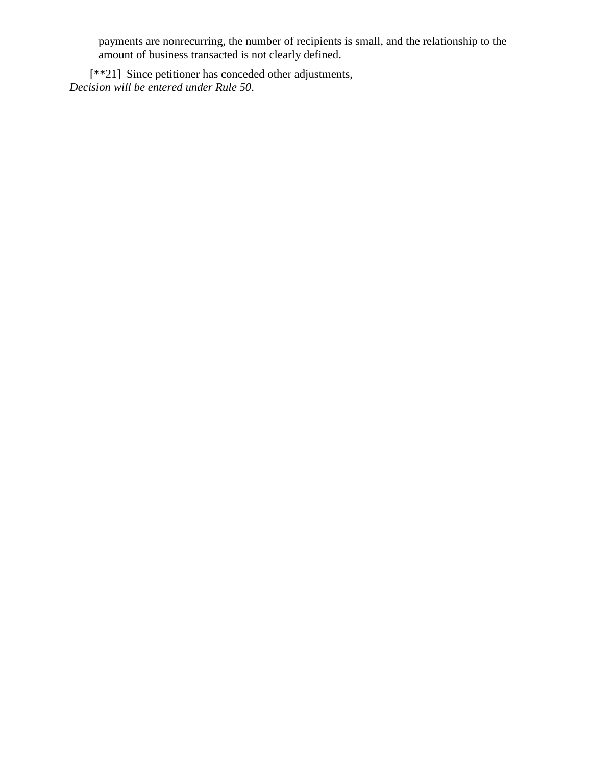payments are nonrecurring, the number of recipients is small, and the relationship to the amount of business transacted is not clearly defined.

[**21] Since petitioner has conceded other adjustments,

*Decision will be entered under Rule 50*.